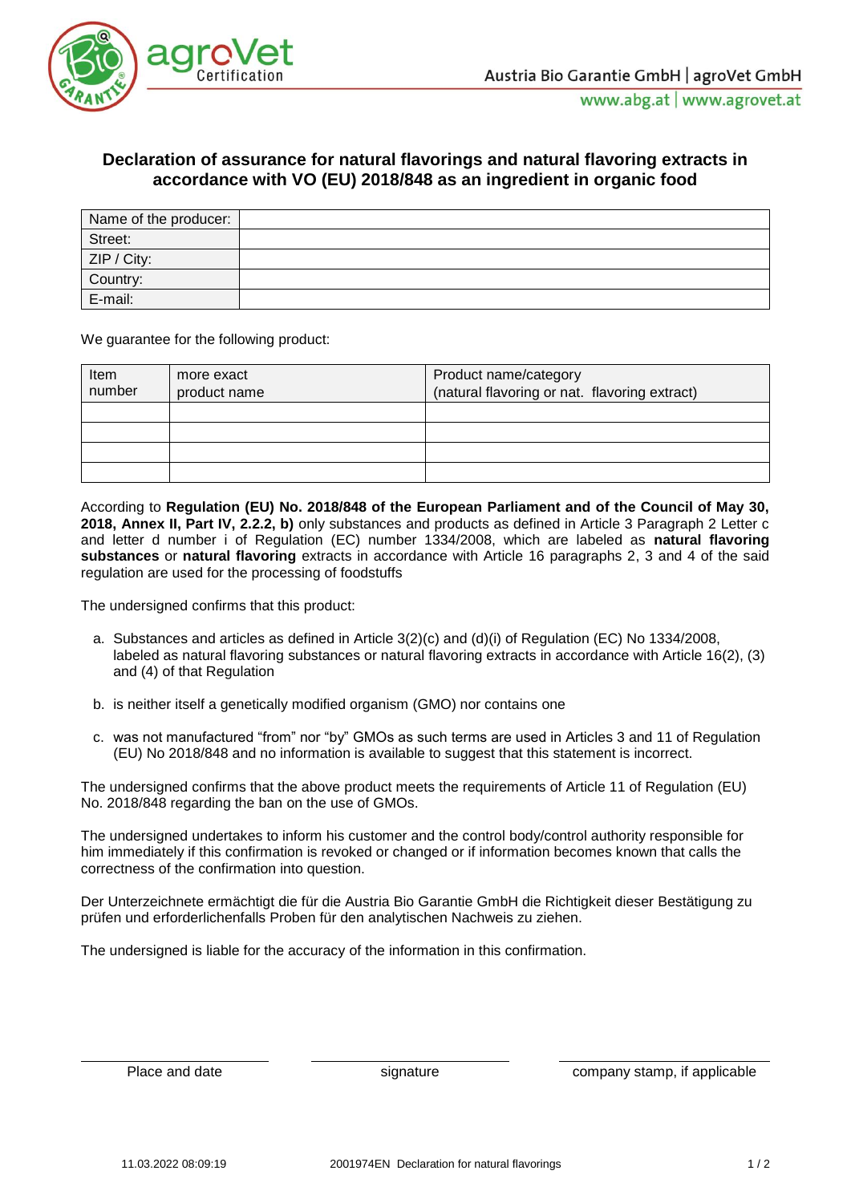Austria Bio Garantie GmbH | agroVet GmbH

www.abg.at | www.agrovet.at

## Declaration of assurance for natural flavorings and natural flavoring extracts in accordance with VO (EU) 2018/848 as an ingredient in organic food

| Name of the producer: | |
|---|---|
| Street: | |
| ZIP / City: | |
| Country: | |
| E-mail: | |

We guarantee for the following product:

| Item number | more exact product name | Product name/category (natural flavoring or nat. flavoring extract) |
|---|---|---|
| | | |
| | | |
| | | |
| | | |

According to **Regulation (EU) No. 2018/848 of the European Parliament and of the Council of May 30, 2018, Annex II, Part IV, 2.2.2, b)** only substances and products as defined in Article 3 Paragraph 2 Letter c and letter d number i of Regulation (EC) number 1334/2008, which are labeled as **natural flavoring substances** or **natural flavoring** extracts in accordance with Article 16 paragraphs 2, 3 and 4 of the said regulation are used for the processing of foodstuffs

The undersigned confirms that this product:

a. Substances and articles as defined in Article 3(2)(c) and (d)(i) of Regulation (EC) No 1334/2008, labeled as natural flavoring substances or natural flavoring extracts in accordance with Article 16(2), (3) and (4) of that Regulation

b. is neither itself a genetically modified organism (GMO) nor contains one

c. was not manufactured "from" nor "by" GMOs as such terms are used in Articles 3 and 11 of Regulation (EU) No 2018/848 and no information is available to suggest that this statement is incorrect.

The undersigned confirms that the above product meets the requirements of Article 11 of Regulation (EU) No. 2018/848 regarding the ban on the use of GMOs.

The undersigned undertakes to inform his customer and the control body/control authority responsible for him immediately if this confirmation is revoked or changed or if information becomes known that calls the correctness of the confirmation into question.

Der Unterzeichnete ermächtigt die für die Austria Bio Garantie GmbH die Richtigkeit dieser Bestätigung zu prüfen und erforderlichenfalls Proben für den analytischen Nachweis zu ziehen.

The undersigned is liable for the accuracy of the information in this confirmation.

| Place and date | signature | company stamp, if applicable |
|---|---|---|

11.03.2022 08:09:19 2001974EN Declaration for natural flavorings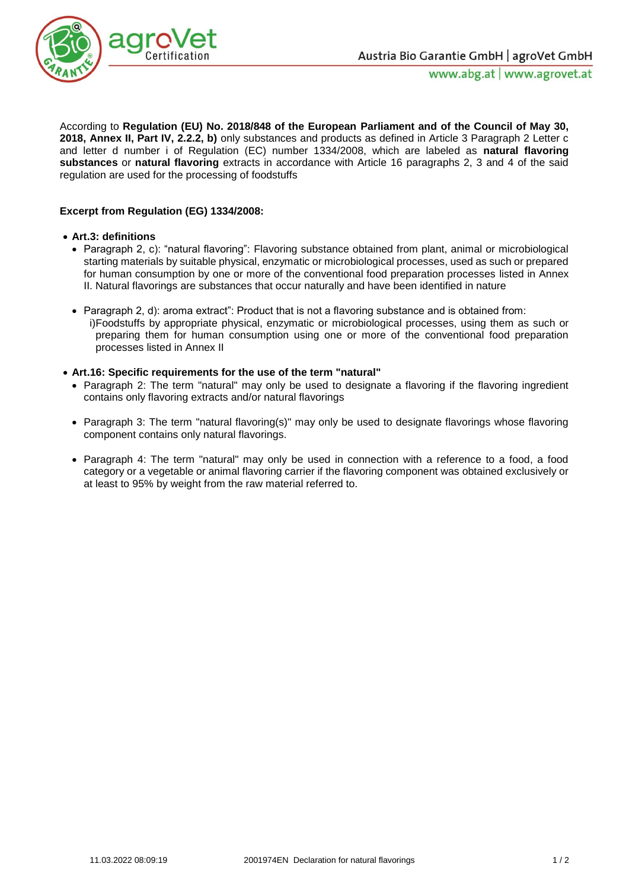According to **Regulation (EU) No. 2018/848 of the European Parliament and of the Council of May 30, 2018, Annex II, Part IV, 2.2.2, b)** only substances and products as defined in Article 3 Paragraph 2 Letter c and letter d number i of Regulation (EC) number 1334/2008, which are labeled as **natural flavoring substances** or **natural flavoring** extracts in accordance with Article 16 paragraphs 2, 3 and 4 of the said regulation are used for the processing of foodstuffs

**Excerpt from Regulation (EG) 1334/2008:**

- **Art.3: definitions**
  - Paragraph 2, c): "natural flavoring": Flavoring substance obtained from plant, animal or microbiological starting materials by suitable physical, enzymatic or microbiological processes, used as such or prepared for human consumption by one or more of the conventional food preparation processes listed in Annex II. Natural flavorings are substances that occur naturally and have been identified in nature
  - Paragraph 2, d): aroma extract": Product that is not a flavoring substance and is obtained from:
    i)Foodstuffs by appropriate physical, enzymatic or microbiological processes, using them as such or preparing them for human consumption using one or more of the conventional food preparation processes listed in Annex II
- **Art.16: Specific requirements for the use of the term "natural"**
  - Paragraph 2: The term "natural" may only be used to designate a flavoring if the flavoring ingredient contains only flavoring extracts and/or natural flavorings
  - Paragraph 3: The term "natural flavoring(s)" may only be used to designate flavorings whose flavoring component contains only natural flavorings.
  - Paragraph 4: The term "natural" may only be used in connection with a reference to a food, a food category or a vegetable or animal flavoring carrier if the flavoring component was obtained exclusively or at least to 95% by weight from the raw material referred to.